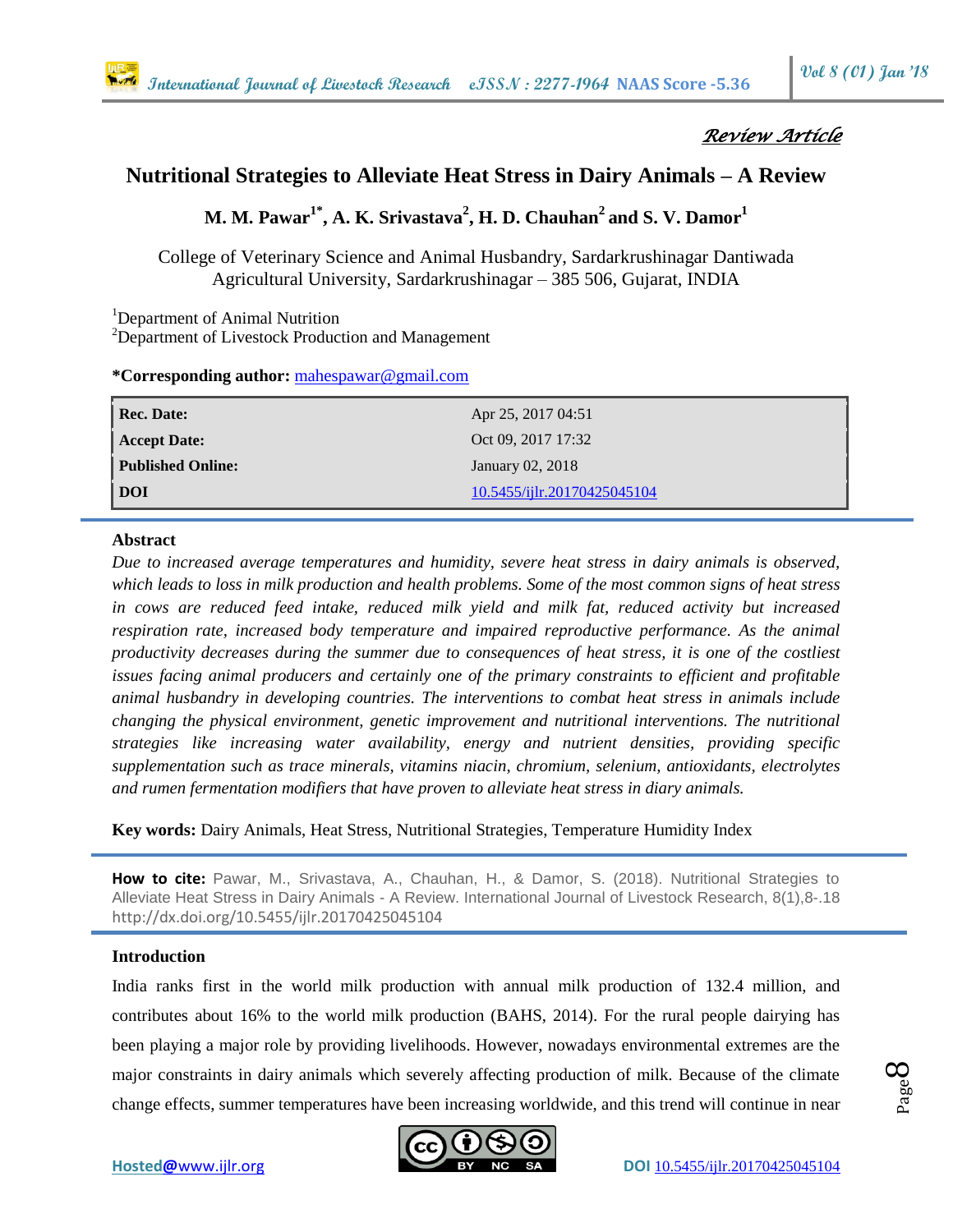*Review Article*

# Nutritional Strategies to Alleviate Heat Stress in Dairy Animals – A Review

**M. M. Pawar[1*], A. K. Srivastava[2], H. D. Chauhan[2] and S. V. Damor[1]**

College of Veterinary Science and Animal Husbandry, Sardarkrushinagar Dantiwada Agricultural University, Sardarkrushinagar – 385 506, Gujarat, INDIA

[1]Department of Animal Nutrition
[2]Department of Livestock Production and Management

**\*Corresponding author:** mahespawar@gmail.com

| | |
|---|---|
| **Rec. Date:** | Apr 25, 2017 04:51 |
| **Accept Date:** | Oct 09, 2017 17:32 |
| **Published Online:** | January 02, 2018 |
| **DOI** | 10.5455/ijlr.20170425045104 |

## Abstract

*Due to increased average temperatures and humidity, severe heat stress in dairy animals is observed, which leads to loss in milk production and health problems. Some of the most common signs of heat stress in cows are reduced feed intake, reduced milk yield and milk fat, reduced activity but increased respiration rate, increased body temperature and impaired reproductive performance. As the animal productivity decreases during the summer due to consequences of heat stress, it is one of the costliest issues facing animal producers and certainly one of the primary constraints to efficient and profitable animal husbandry in developing countries. The interventions to combat heat stress in animals include changing the physical environment, genetic improvement and nutritional interventions. The nutritional strategies like increasing water availability, energy and nutrient densities, providing specific supplementation such as trace minerals, vitamins niacin, chromium, selenium, antioxidants, electrolytes and rumen fermentation modifiers that have proven to alleviate heat stress in diary animals.*

**Key words:** Dairy Animals, Heat Stress, Nutritional Strategies, Temperature Humidity Index

**How to cite:** Pawar, M., Srivastava, A., Chauhan, H., & Damor, S. (2018). Nutritional Strategies to Alleviate Heat Stress in Dairy Animals - A Review. International Journal of Livestock Research, 8(1),8-.18 http://dx.doi.org/10.5455/ijlr.20170425045104

## Introduction

India ranks first in the world milk production with annual milk production of 132.4 million, and contributes about 16% to the world milk production (BAHS, 2014). For the rural people dairying has been playing a major role by providing livelihoods. However, nowadays environmental extremes are the major constraints in dairy animals which severely affecting production of milk. Because of the climate change effects, summer temperatures have been increasing worldwide, and this trend will continue in near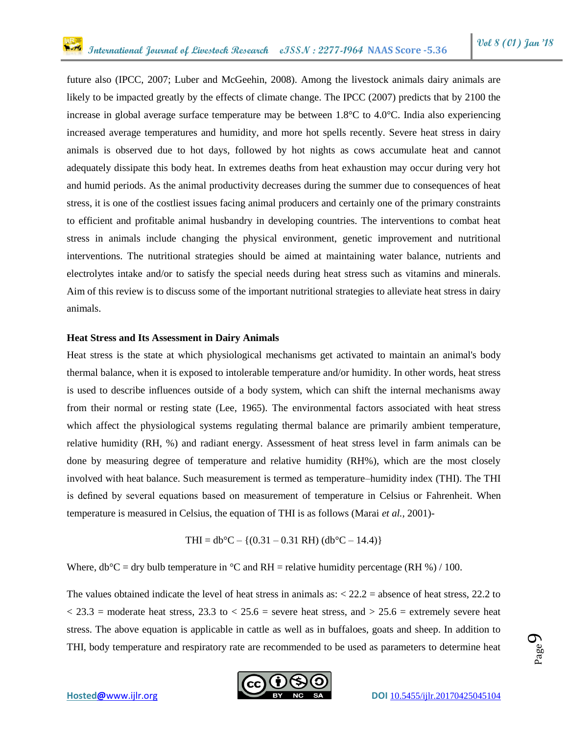future also (IPCC, 2007; Luber and McGeehin, 2008). Among the livestock animals dairy animals are likely to be impacted greatly by the effects of climate change. The IPCC (2007) predicts that by 2100 the increase in global average surface temperature may be between 1.8°C to 4.0°C. India also experiencing increased average temperatures and humidity, and more hot spells recently. Severe heat stress in dairy animals is observed due to hot days, followed by hot nights as cows accumulate heat and cannot adequately dissipate this body heat. In extremes deaths from heat exhaustion may occur during very hot and humid periods. As the animal productivity decreases during the summer due to consequences of heat stress, it is one of the costliest issues facing animal producers and certainly one of the primary constraints to efficient and profitable animal husbandry in developing countries. The interventions to combat heat stress in animals include changing the physical environment, genetic improvement and nutritional interventions. The nutritional strategies should be aimed at maintaining water balance, nutrients and electrolytes intake and/or to satisfy the special needs during heat stress such as vitamins and minerals. Aim of this review is to discuss some of the important nutritional strategies to alleviate heat stress in dairy animals.

**Heat Stress and Its Assessment in Dairy Animals**

Heat stress is the state at which physiological mechanisms get activated to maintain an animal's body thermal balance, when it is exposed to intolerable temperature and/or humidity. In other words, heat stress is used to describe influences outside of a body system, which can shift the internal mechanisms away from their normal or resting state (Lee, 1965). The environmental factors associated with heat stress which affect the physiological systems regulating thermal balance are primarily ambient temperature, relative humidity (RH, %) and radiant energy. Assessment of heat stress level in farm animals can be done by measuring degree of temperature and relative humidity (RH%), which are the most closely involved with heat balance. Such measurement is termed as temperature–humidity index (THI). The THI is defined by several equations based on measurement of temperature in Celsius or Fahrenheit. When temperature is measured in Celsius, the equation of THI is as follows (Marai *et al.*, 2001)-

$$\text{THI} = \text{db°C} - \{(0.31 - 0.31\ \text{RH})(\text{db°C} - 14.4)\}$$

Where, db°C = dry bulb temperature in °C and RH = relative humidity percentage (RH %) / 100.

The values obtained indicate the level of heat stress in animals as: < 22.2 = absence of heat stress, 22.2 to < 23.3 = moderate heat stress, 23.3 to < 25.6 = severe heat stress, and > 25.6 = extremely severe heat stress. The above equation is applicable in cattle as well as in buffaloes, goats and sheep. In addition to THI, body temperature and respiratory rate are recommended to be used as parameters to determine heat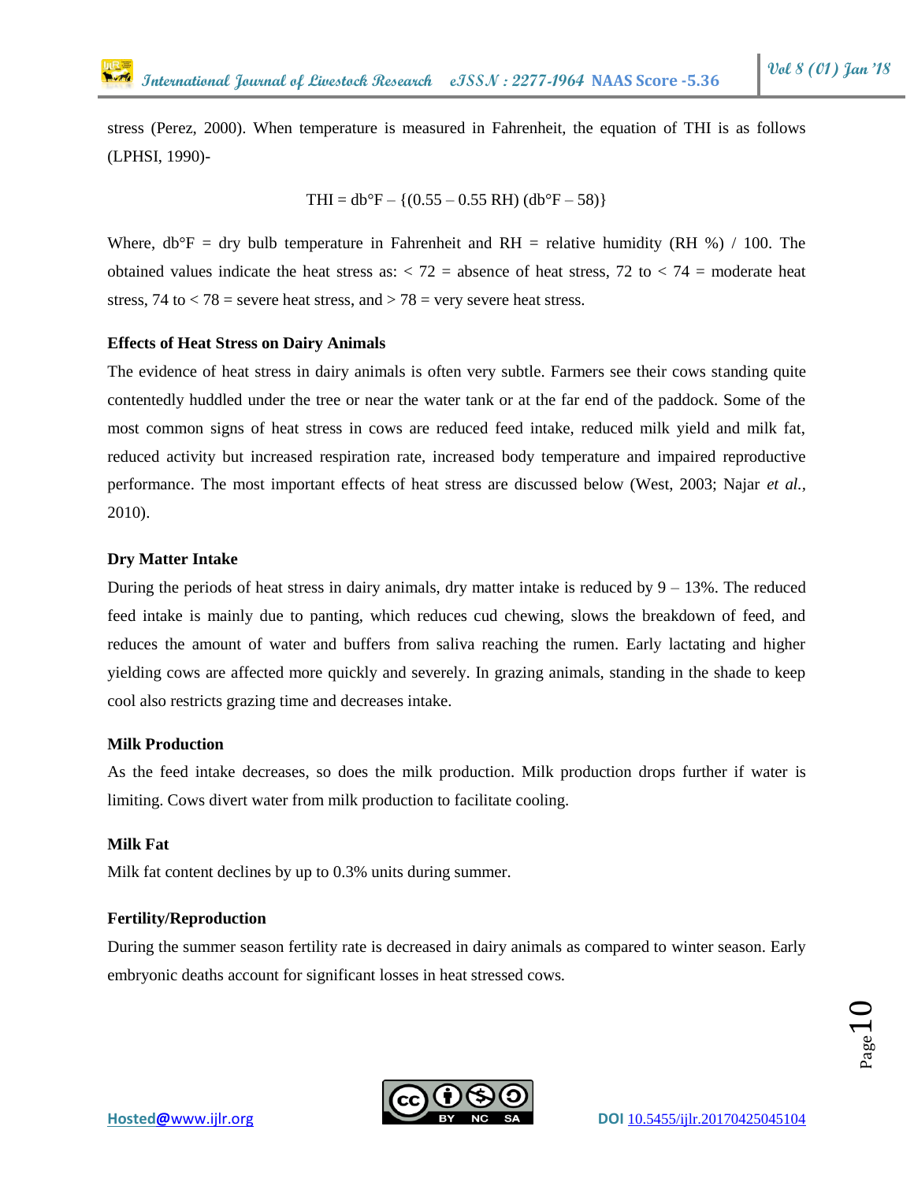stress (Perez, 2000). When temperature is measured in Fahrenheit, the equation of THI is as follows (LPHSI, 1990)-

$$THI = db°F – \{(0.55 – 0.55\ RH)\ (db°F – 58)\}$$

Where, db°F = dry bulb temperature in Fahrenheit and RH = relative humidity (RH %) / 100. The obtained values indicate the heat stress as: < 72 = absence of heat stress, 72 to < 74 = moderate heat stress, 74 to < 78 = severe heat stress, and > 78 = very severe heat stress.

**Effects of Heat Stress on Dairy Animals**

The evidence of heat stress in dairy animals is often very subtle. Farmers see their cows standing quite contentedly huddled under the tree or near the water tank or at the far end of the paddock. Some of the most common signs of heat stress in cows are reduced feed intake, reduced milk yield and milk fat, reduced activity but increased respiration rate, increased body temperature and impaired reproductive performance. The most important effects of heat stress are discussed below (West, 2003; Najar *et al.*, 2010).

**Dry Matter Intake**

During the periods of heat stress in dairy animals, dry matter intake is reduced by 9 – 13%. The reduced feed intake is mainly due to panting, which reduces cud chewing, slows the breakdown of feed, and reduces the amount of water and buffers from saliva reaching the rumen. Early lactating and higher yielding cows are affected more quickly and severely. In grazing animals, standing in the shade to keep cool also restricts grazing time and decreases intake.

**Milk Production**

As the feed intake decreases, so does the milk production. Milk production drops further if water is limiting. Cows divert water from milk production to facilitate cooling.

**Milk Fat**

Milk fat content declines by up to 0.3% units during summer.

**Fertility/Reproduction**

During the summer season fertility rate is decreased in dairy animals as compared to winter season. Early embryonic deaths account for significant losses in heat stressed cows.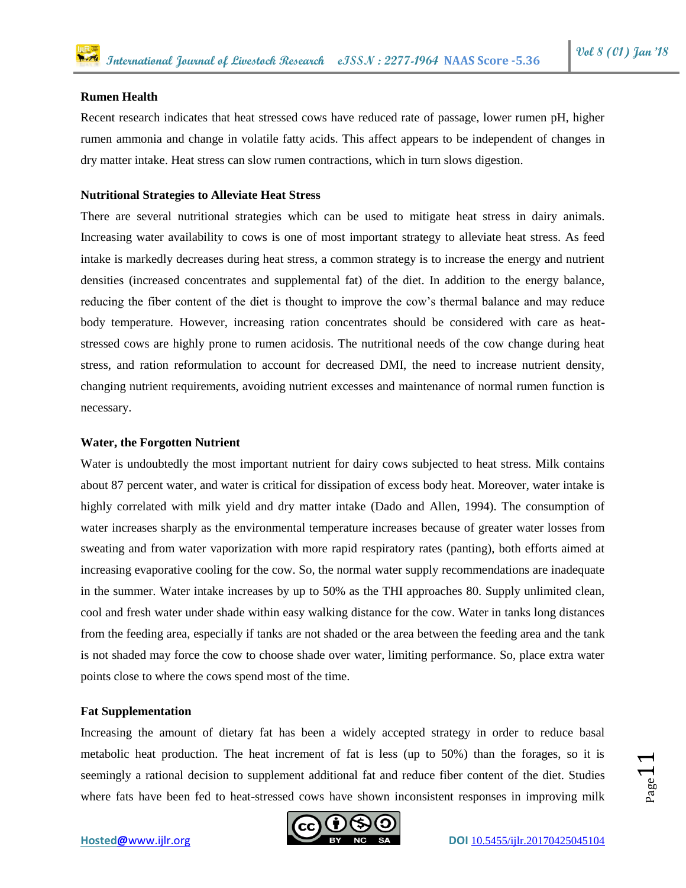**Rumen Health**

Recent research indicates that heat stressed cows have reduced rate of passage, lower rumen pH, higher rumen ammonia and change in volatile fatty acids. This affect appears to be independent of changes in dry matter intake. Heat stress can slow rumen contractions, which in turn slows digestion.

**Nutritional Strategies to Alleviate Heat Stress**

There are several nutritional strategies which can be used to mitigate heat stress in dairy animals. Increasing water availability to cows is one of most important strategy to alleviate heat stress. As feed intake is markedly decreases during heat stress, a common strategy is to increase the energy and nutrient densities (increased concentrates and supplemental fat) of the diet. In addition to the energy balance, reducing the fiber content of the diet is thought to improve the cow's thermal balance and may reduce body temperature. However, increasing ration concentrates should be considered with care as heat-stressed cows are highly prone to rumen acidosis. The nutritional needs of the cow change during heat stress, and ration reformulation to account for decreased DMI, the need to increase nutrient density, changing nutrient requirements, avoiding nutrient excesses and maintenance of normal rumen function is necessary.

**Water, the Forgotten Nutrient**

Water is undoubtedly the most important nutrient for dairy cows subjected to heat stress. Milk contains about 87 percent water, and water is critical for dissipation of excess body heat. Moreover, water intake is highly correlated with milk yield and dry matter intake (Dado and Allen, 1994). The consumption of water increases sharply as the environmental temperature increases because of greater water losses from sweating and from water vaporization with more rapid respiratory rates (panting), both efforts aimed at increasing evaporative cooling for the cow. So, the normal water supply recommendations are inadequate in the summer. Water intake increases by up to 50% as the THI approaches 80. Supply unlimited clean, cool and fresh water under shade within easy walking distance for the cow. Water in tanks long distances from the feeding area, especially if tanks are not shaded or the area between the feeding area and the tank is not shaded may force the cow to choose shade over water, limiting performance. So, place extra water points close to where the cows spend most of the time.

**Fat Supplementation**

Increasing the amount of dietary fat has been a widely accepted strategy in order to reduce basal metabolic heat production. The heat increment of fat is less (up to 50%) than the forages, so it is seemingly a rational decision to supplement additional fat and reduce fiber content of the diet. Studies where fats have been fed to heat-stressed cows have shown inconsistent responses in improving milk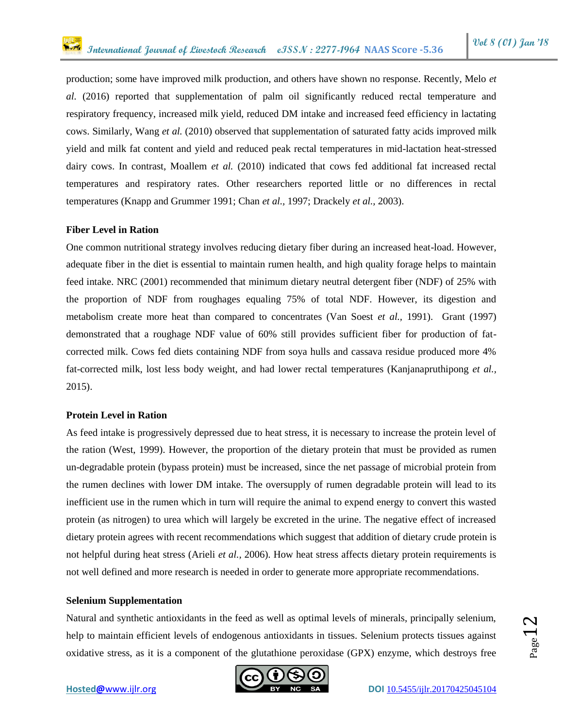production; some have improved milk production, and others have shown no response. Recently, Melo *et al.* (2016) reported that supplementation of palm oil significantly reduced rectal temperature and respiratory frequency, increased milk yield, reduced DM intake and increased feed efficiency in lactating cows. Similarly, Wang *et al.* (2010) observed that supplementation of saturated fatty acids improved milk yield and milk fat content and yield and reduced peak rectal temperatures in mid-lactation heat-stressed dairy cows. In contrast, Moallem *et al.* (2010) indicated that cows fed additional fat increased rectal temperatures and respiratory rates. Other researchers reported little or no differences in rectal temperatures (Knapp and Grummer 1991; Chan *et al.,* 1997; Drackely *et al.,* 2003).

**Fiber Level in Ration**

One common nutritional strategy involves reducing dietary fiber during an increased heat-load. However, adequate fiber in the diet is essential to maintain rumen health, and high quality forage helps to maintain feed intake. NRC (2001) recommended that minimum dietary neutral detergent fiber (NDF) of 25% with the proportion of NDF from roughages equaling 75% of total NDF. However, its digestion and metabolism create more heat than compared to concentrates (Van Soest *et al.,* 1991). Grant (1997) demonstrated that a roughage NDF value of 60% still provides sufficient fiber for production of fat-corrected milk. Cows fed diets containing NDF from soya hulls and cassava residue produced more 4% fat-corrected milk, lost less body weight, and had lower rectal temperatures (Kanjanapruthipong *et al.,* 2015).

**Protein Level in Ration**

As feed intake is progressively depressed due to heat stress, it is necessary to increase the protein level of the ration (West, 1999). However, the proportion of the dietary protein that must be provided as rumen un-degradable protein (bypass protein) must be increased, since the net passage of microbial protein from the rumen declines with lower DM intake. The oversupply of rumen degradable protein will lead to its inefficient use in the rumen which in turn will require the animal to expend energy to convert this wasted protein (as nitrogen) to urea which will largely be excreted in the urine. The negative effect of increased dietary protein agrees with recent recommendations which suggest that addition of dietary crude protein is not helpful during heat stress (Arieli *et al.,* 2006). How heat stress affects dietary protein requirements is not well defined and more research is needed in order to generate more appropriate recommendations.

**Selenium Supplementation**

Natural and synthetic antioxidants in the feed as well as optimal levels of minerals, principally selenium, help to maintain efficient levels of endogenous antioxidants in tissues. Selenium protects tissues against oxidative stress, as it is a component of the glutathione peroxidase (GPX) enzyme, which destroys free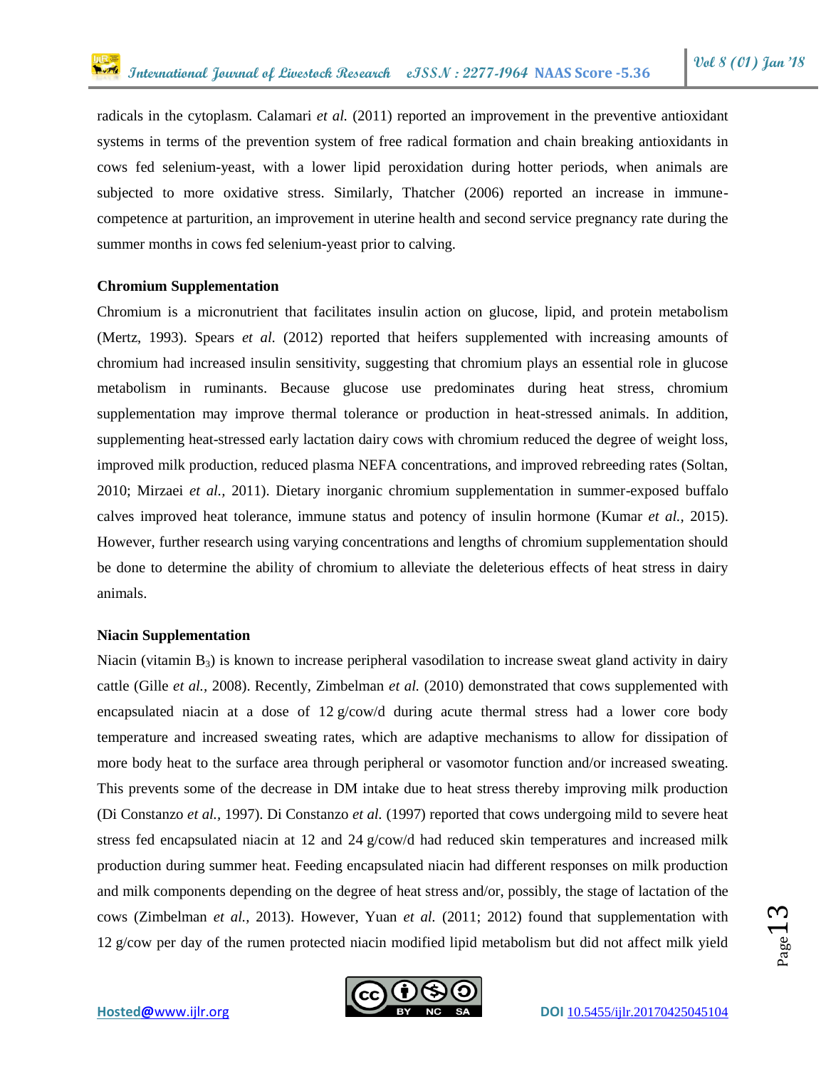radicals in the cytoplasm. Calamari *et al.* (2011) reported an improvement in the preventive antioxidant systems in terms of the prevention system of free radical formation and chain breaking antioxidants in cows fed selenium-yeast, with a lower lipid peroxidation during hotter periods, when animals are subjected to more oxidative stress. Similarly, Thatcher (2006) reported an increase in immune-competence at parturition, an improvement in uterine health and second service pregnancy rate during the summer months in cows fed selenium-yeast prior to calving.

**Chromium Supplementation**

Chromium is a micronutrient that facilitates insulin action on glucose, lipid, and protein metabolism (Mertz, 1993). Spears *et al.* (2012) reported that heifers supplemented with increasing amounts of chromium had increased insulin sensitivity, suggesting that chromium plays an essential role in glucose metabolism in ruminants. Because glucose use predominates during heat stress, chromium supplementation may improve thermal tolerance or production in heat-stressed animals. In addition, supplementing heat-stressed early lactation dairy cows with chromium reduced the degree of weight loss, improved milk production, reduced plasma NEFA concentrations, and improved rebreeding rates (Soltan, 2010; Mirzaei *et al.,* 2011). Dietary inorganic chromium supplementation in summer-exposed buffalo calves improved heat tolerance, immune status and potency of insulin hormone (Kumar *et al.,* 2015). However, further research using varying concentrations and lengths of chromium supplementation should be done to determine the ability of chromium to alleviate the deleterious effects of heat stress in dairy animals.

**Niacin Supplementation**

Niacin (vitamin $B_3$) is known to increase peripheral vasodilation to increase sweat gland activity in dairy cattle (Gille *et al.,* 2008). Recently, Zimbelman *et al.* (2010) demonstrated that cows supplemented with encapsulated niacin at a dose of 12 g/cow/d during acute thermal stress had a lower core body temperature and increased sweating rates, which are adaptive mechanisms to allow for dissipation of more body heat to the surface area through peripheral or vasomotor function and/or increased sweating. This prevents some of the decrease in DM intake due to heat stress thereby improving milk production (Di Constanzo *et al.,* 1997). Di Constanzo *et al.* (1997) reported that cows undergoing mild to severe heat stress fed encapsulated niacin at 12 and 24 g/cow/d had reduced skin temperatures and increased milk production during summer heat. Feeding encapsulated niacin had different responses on milk production and milk components depending on the degree of heat stress and/or, possibly, the stage of lactation of the cows (Zimbelman *et al.,* 2013). However, Yuan *et al.* (2011; 2012) found that supplementation with 12 g/cow per day of the rumen protected niacin modified lipid metabolism but did not affect milk yield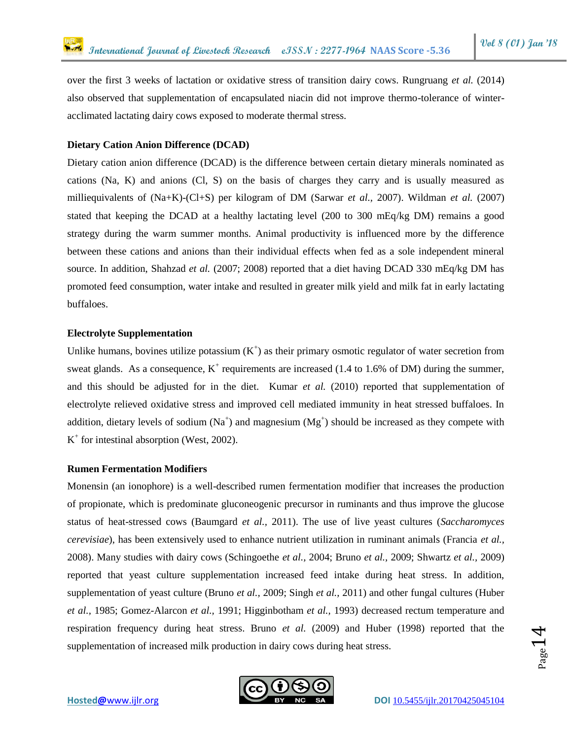over the first 3 weeks of lactation or oxidative stress of transition dairy cows. Rungruang *et al.* (2014) also observed that supplementation of encapsulated niacin did not improve thermo-tolerance of winter-acclimated lactating dairy cows exposed to moderate thermal stress.

**Dietary Cation Anion Difference (DCAD)**

Dietary cation anion difference (DCAD) is the difference between certain dietary minerals nominated as cations (Na, K) and anions (Cl, S) on the basis of charges they carry and is usually measured as milliequivalents of (Na+K)-(Cl+S) per kilogram of DM (Sarwar *et al.,* 2007). Wildman *et al.* (2007) stated that keeping the DCAD at a healthy lactating level (200 to 300 mEq/kg DM) remains a good strategy during the warm summer months. Animal productivity is influenced more by the difference between these cations and anions than their individual effects when fed as a sole independent mineral source. In addition, Shahzad *et al.* (2007; 2008) reported that a diet having DCAD 330 mEq/kg DM has promoted feed consumption, water intake and resulted in greater milk yield and milk fat in early lactating buffaloes.

**Electrolyte Supplementation**

Unlike humans, bovines utilize potassium ($K^+$) as their primary osmotic regulator of water secretion from sweat glands. As a consequence, $K^+$ requirements are increased (1.4 to 1.6% of DM) during the summer, and this should be adjusted for in the diet. Kumar *et al.* (2010) reported that supplementation of electrolyte relieved oxidative stress and improved cell mediated immunity in heat stressed buffaloes. In addition, dietary levels of sodium ($Na^+$) and magnesium ($Mg^+$) should be increased as they compete with $K^+$ for intestinal absorption (West, 2002).

**Rumen Fermentation Modifiers**

Monensin (an ionophore) is a well-described rumen fermentation modifier that increases the production of propionate, which is predominate gluconeogenic precursor in ruminants and thus improve the glucose status of heat-stressed cows (Baumgard *et al.,* 2011). The use of live yeast cultures (*Saccharomyces cerevisiae*), has been extensively used to enhance nutrient utilization in ruminant animals (Francia *et al.,* 2008). Many studies with dairy cows (Schingoethe *et al.,* 2004; Bruno *et al.,* 2009; Shwartz *et al.,* 2009) reported that yeast culture supplementation increased feed intake during heat stress. In addition, supplementation of yeast culture (Bruno *et al.,* 2009; Singh *et al.,* 2011) and other fungal cultures (Huber *et al.,* 1985; Gomez-Alarcon *et al.,* 1991; Higginbotham *et al.,* 1993) decreased rectum temperature and respiration frequency during heat stress. Bruno *et al.* (2009) and Huber (1998) reported that the supplementation of increased milk production in dairy cows during heat stress.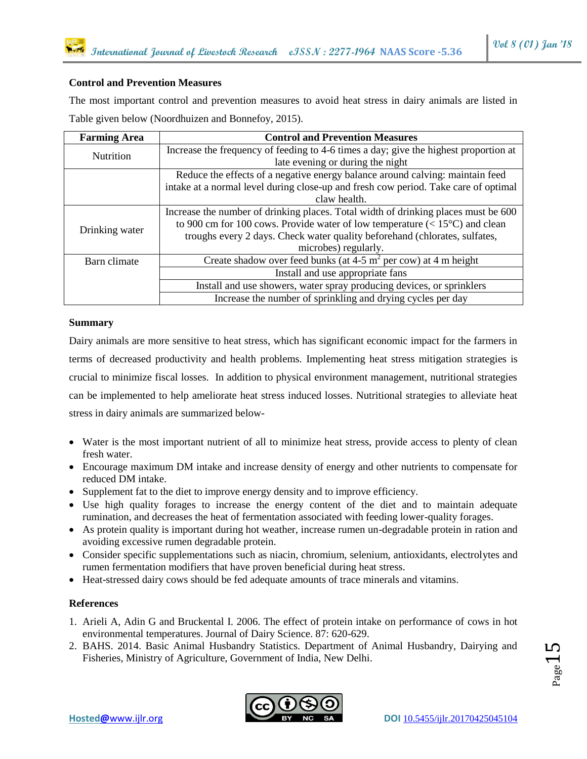### Control and Prevention Measures

The most important control and prevention measures to avoid heat stress in dairy animals are listed in Table given below (Noordhuizen and Bonnefoy, 2015).

| Farming Area | Control and Prevention Measures |
|---|---|
| Nutrition | Increase the frequency of feeding to 4-6 times a day; give the highest proportion at late evening or during the night |
| | Reduce the effects of a negative energy balance around calving: maintain feed intake at a normal level during close-up and fresh cow period. Take care of optimal claw health. |
| Drinking water | Increase the number of drinking places. Total width of drinking places must be 600 to 900 cm for 100 cows. Provide water of low temperature (< 15°C) and clean troughs every 2 days. Check water quality beforehand (chlorates, sulfates, microbes) regularly. |
| Barn climate | Create shadow over feed bunks (at 4-5 $m^2$ per cow) at 4 m height |
| | Install and use appropriate fans |
| | Install and use showers, water spray producing devices, or sprinklers |
| | Increase the number of sprinkling and drying cycles per day |

### Summary

Dairy animals are more sensitive to heat stress, which has significant economic impact for the farmers in terms of decreased productivity and health problems. Implementing heat stress mitigation strategies is crucial to minimize fiscal losses. In addition to physical environment management, nutritional strategies can be implemented to help ameliorate heat stress induced losses. Nutritional strategies to alleviate heat stress in dairy animals are summarized below-

- Water is the most important nutrient of all to minimize heat stress, provide access to plenty of clean fresh water.
- Encourage maximum DM intake and increase density of energy and other nutrients to compensate for reduced DM intake.
- Supplement fat to the diet to improve energy density and to improve efficiency.
- Use high quality forages to increase the energy content of the diet and to maintain adequate rumination, and decreases the heat of fermentation associated with feeding lower-quality forages.
- As protein quality is important during hot weather, increase rumen un-degradable protein in ration and avoiding excessive rumen degradable protein.
- Consider specific supplementations such as niacin, chromium, selenium, antioxidants, electrolytes and rumen fermentation modifiers that have proven beneficial during heat stress.
- Heat-stressed dairy cows should be fed adequate amounts of trace minerals and vitamins.

### References

1. Arieli A, Adin G and Bruckental I. 2006. The effect of protein intake on performance of cows in hot environmental temperatures. Journal of Dairy Science. 87: 620-629.
2. BAHS. 2014. Basic Animal Husbandry Statistics. Department of Animal Husbandry, Dairying and Fisheries, Ministry of Agriculture, Government of India, New Delhi.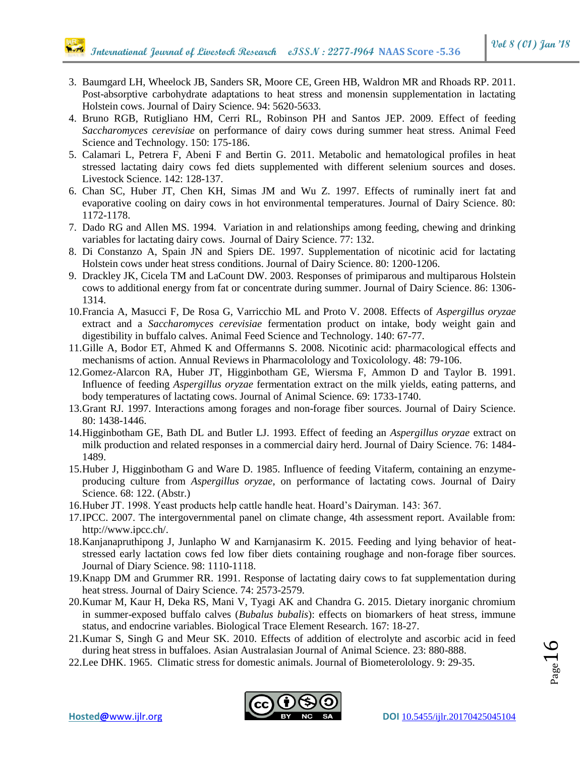3. Baumgard LH, Wheelock JB, Sanders SR, Moore CE, Green HB, Waldron MR and Rhoads RP. 2011. Post-absorptive carbohydrate adaptations to heat stress and monensin supplementation in lactating Holstein cows. Journal of Dairy Science. 94: 5620-5633.
4. Bruno RGB, Rutigliano HM, Cerri RL, Robinson PH and Santos JEP. 2009. Effect of feeding *Saccharomyces cerevisiae* on performance of dairy cows during summer heat stress. Animal Feed Science and Technology. 150: 175-186.
5. Calamari L, Petrera F, Abeni F and Bertin G. 2011. Metabolic and hematological profiles in heat stressed lactating dairy cows fed diets supplemented with different selenium sources and doses. Livestock Science. 142: 128-137.
6. Chan SC, Huber JT, Chen KH, Simas JM and Wu Z. 1997. Effects of ruminally inert fat and evaporative cooling on dairy cows in hot environmental temperatures. Journal of Dairy Science. 80: 1172-1178.
7. Dado RG and Allen MS. 1994. Variation in and relationships among feeding, chewing and drinking variables for lactating dairy cows. Journal of Dairy Science. 77: 132.
8. Di Constanzo A, Spain JN and Spiers DE. 1997. Supplementation of nicotinic acid for lactating Holstein cows under heat stress conditions. Journal of Dairy Science. 80: 1200-1206.
9. Drackley JK, Cicela TM and LaCount DW. 2003. Responses of primiparous and multiparous Holstein cows to additional energy from fat or concentrate during summer. Journal of Dairy Science. 86: 1306-1314.
10. Francia A, Masucci F, De Rosa G, Varricchio ML and Proto V. 2008. Effects of *Aspergillus oryzae* extract and a *Saccharomyces cerevisiae* fermentation product on intake, body weight gain and digestibility in buffalo calves. Animal Feed Science and Technology. 140: 67-77.
11. Gille A, Bodor ET, Ahmed K and Offermanns S. 2008. Nicotinic acid: pharmacological effects and mechanisms of action. Annual Reviews in Pharmacolology and Toxicolology. 48: 79-106.
12. Gomez-Alarcon RA, Huber JT, Higginbotham GE, Wiersma F, Ammon D and Taylor B. 1991. Influence of feeding *Aspergillus oryzae* fermentation extract on the milk yields, eating patterns, and body temperatures of lactating cows. Journal of Animal Science. 69: 1733-1740.
13. Grant RJ. 1997. Interactions among forages and non-forage fiber sources. Journal of Dairy Science. 80: 1438-1446.
14. Higginbotham GE, Bath DL and Butler LJ. 1993. Effect of feeding an *Aspergillus oryzae* extract on milk production and related responses in a commercial dairy herd. Journal of Dairy Science. 76: 1484-1489.
15. Huber J, Higginbotham G and Ware D. 1985. Influence of feeding Vitaferm, containing an enzyme-producing culture from *Aspergillus oryzae*, on performance of lactating cows. Journal of Dairy Science. 68: 122. (Abstr.)
16. Huber JT. 1998. Yeast products help cattle handle heat. Hoard's Dairyman. 143: 367.
17. IPCC. 2007. The intergovernmental panel on climate change, 4th assessment report. Available from: http://www.ipcc.ch/.
18. Kanjanapruthipong J, Junlapho W and Karnjanasirm K. 2015. Feeding and lying behavior of heat-stressed early lactation cows fed low fiber diets containing roughage and non-forage fiber sources. Journal of Diary Science. 98: 1110-1118.
19. Knapp DM and Grummer RR. 1991. Response of lactating dairy cows to fat supplementation during heat stress. Journal of Dairy Science. 74: 2573-2579.
20. Kumar M, Kaur H, Deka RS, Mani V, Tyagi AK and Chandra G. 2015. Dietary inorganic chromium in summer-exposed buffalo calves (*Bubalus bubalis*): effects on biomarkers of heat stress, immune status, and endocrine variables. Biological Trace Element Research. 167: 18-27.
21. Kumar S, Singh G and Meur SK. 2010. Effects of addition of electrolyte and ascorbic acid in feed during heat stress in buffaloes. Asian Australasian Journal of Animal Science. 23: 880-888.
22. Lee DHK. 1965. Climatic stress for domestic animals. Journal of Biometerolology. 9: 29-35.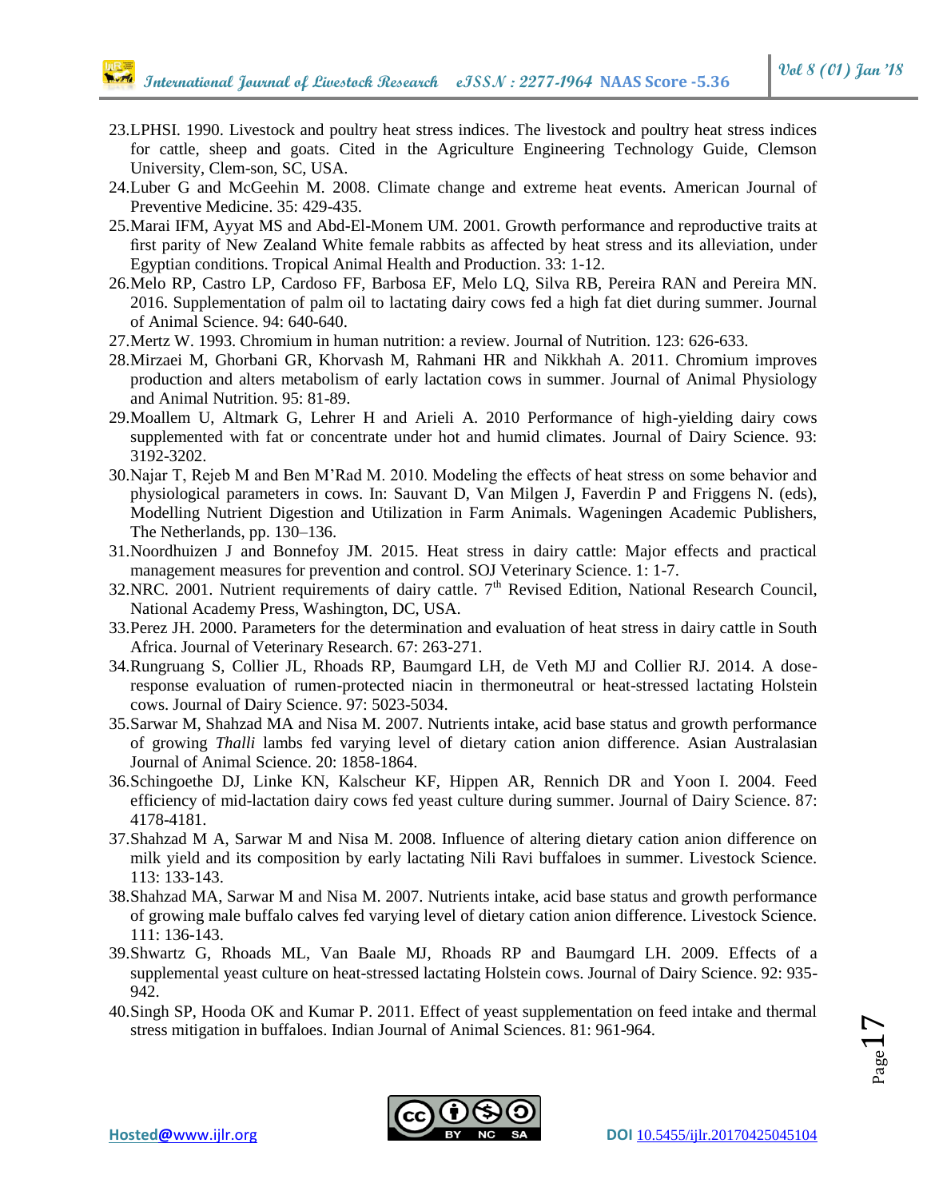23. LPHSI. 1990. Livestock and poultry heat stress indices. The livestock and poultry heat stress indices for cattle, sheep and goats. Cited in the Agriculture Engineering Technology Guide, Clemson University, Clem-son, SC, USA.
24. Luber G and McGeehin M. 2008. Climate change and extreme heat events. American Journal of Preventive Medicine. 35: 429-435.
25. Marai IFM, Ayyat MS and Abd-El-Monem UM. 2001. Growth performance and reproductive traits at first parity of New Zealand White female rabbits as affected by heat stress and its alleviation, under Egyptian conditions. Tropical Animal Health and Production. 33: 1-12.
26. Melo RP, Castro LP, Cardoso FF, Barbosa EF, Melo LQ, Silva RB, Pereira RAN and Pereira MN. 2016. Supplementation of palm oil to lactating dairy cows fed a high fat diet during summer. Journal of Animal Science. 94: 640-640.
27. Mertz W. 1993. Chromium in human nutrition: a review. Journal of Nutrition. 123: 626-633.
28. Mirzaei M, Ghorbani GR, Khorvash M, Rahmani HR and Nikkhah A. 2011. Chromium improves production and alters metabolism of early lactation cows in summer. Journal of Animal Physiology and Animal Nutrition. 95: 81-89.
29. Moallem U, Altmark G, Lehrer H and Arieli A. 2010 Performance of high-yielding dairy cows supplemented with fat or concentrate under hot and humid climates. Journal of Dairy Science. 93: 3192-3202.
30. Najar T, Rejeb M and Ben M'Rad M. 2010. Modeling the effects of heat stress on some behavior and physiological parameters in cows. In: Sauvant D, Van Milgen J, Faverdin P and Friggens N. (eds), Modelling Nutrient Digestion and Utilization in Farm Animals. Wageningen Academic Publishers, The Netherlands, pp. 130–136.
31. Noordhuizen J and Bonnefoy JM. 2015. Heat stress in dairy cattle: Major effects and practical management measures for prevention and control. SOJ Veterinary Science. 1: 1-7.
32. NRC. 2001. Nutrient requirements of dairy cattle. 7th Revised Edition, National Research Council, National Academy Press, Washington, DC, USA.
33. Perez JH. 2000. Parameters for the determination and evaluation of heat stress in dairy cattle in South Africa. Journal of Veterinary Research. 67: 263-271.
34. Rungruang S, Collier JL, Rhoads RP, Baumgard LH, de Veth MJ and Collier RJ. 2014. A dose-response evaluation of rumen-protected niacin in thermoneutral or heat-stressed lactating Holstein cows. Journal of Dairy Science. 97: 5023-5034.
35. Sarwar M, Shahzad MA and Nisa M. 2007. Nutrients intake, acid base status and growth performance of growing *Thalli* lambs fed varying level of dietary cation anion difference. Asian Australasian Journal of Animal Science. 20: 1858-1864.
36. Schingoethe DJ, Linke KN, Kalscheur KF, Hippen AR, Rennich DR and Yoon I. 2004. Feed efficiency of mid-lactation dairy cows fed yeast culture during summer. Journal of Dairy Science. 87: 4178-4181.
37. Shahzad M A, Sarwar M and Nisa M. 2008. Influence of altering dietary cation anion difference on milk yield and its composition by early lactating Nili Ravi buffaloes in summer. Livestock Science. 113: 133-143.
38. Shahzad MA, Sarwar M and Nisa M. 2007. Nutrients intake, acid base status and growth performance of growing male buffalo calves fed varying level of dietary cation anion difference. Livestock Science. 111: 136-143.
39. Shwartz G, Rhoads ML, Van Baale MJ, Rhoads RP and Baumgard LH. 2009. Effects of a supplemental yeast culture on heat-stressed lactating Holstein cows. Journal of Dairy Science. 92: 935-942.
40. Singh SP, Hooda OK and Kumar P. 2011. Effect of yeast supplementation on feed intake and thermal stress mitigation in buffaloes. Indian Journal of Animal Sciences. 81: 961-964.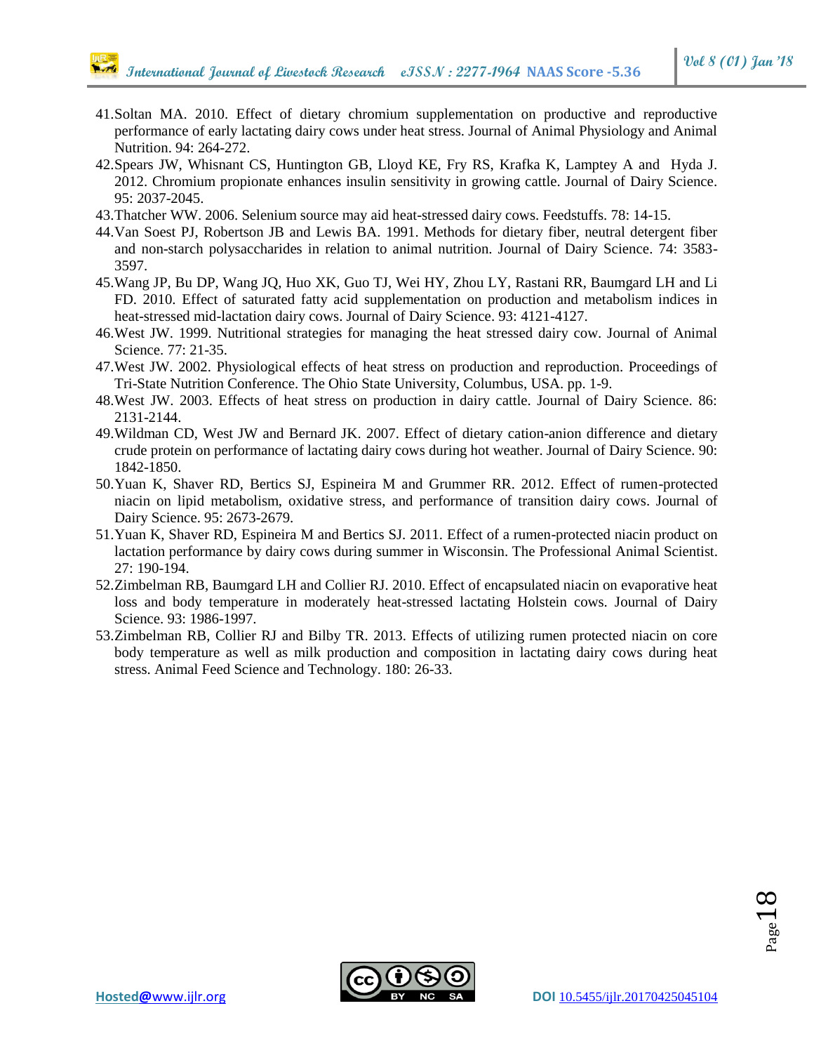41. Soltan MA. 2010. Effect of dietary chromium supplementation on productive and reproductive performance of early lactating dairy cows under heat stress. Journal of Animal Physiology and Animal Nutrition. 94: 264-272.
42. Spears JW, Whisnant CS, Huntington GB, Lloyd KE, Fry RS, Krafka K, Lamptey A and Hyda J. 2012. Chromium propionate enhances insulin sensitivity in growing cattle. Journal of Dairy Science. 95: 2037-2045.
43. Thatcher WW. 2006. Selenium source may aid heat-stressed dairy cows. Feedstuffs. 78: 14-15.
44. Van Soest PJ, Robertson JB and Lewis BA. 1991. Methods for dietary fiber, neutral detergent fiber and non-starch polysaccharides in relation to animal nutrition. Journal of Dairy Science. 74: 3583-3597.
45. Wang JP, Bu DP, Wang JQ, Huo XK, Guo TJ, Wei HY, Zhou LY, Rastani RR, Baumgard LH and Li FD. 2010. Effect of saturated fatty acid supplementation on production and metabolism indices in heat-stressed mid-lactation dairy cows. Journal of Dairy Science. 93: 4121-4127.
46. West JW. 1999. Nutritional strategies for managing the heat stressed dairy cow. Journal of Animal Science. 77: 21-35.
47. West JW. 2002. Physiological effects of heat stress on production and reproduction. Proceedings of Tri-State Nutrition Conference. The Ohio State University, Columbus, USA. pp. 1-9.
48. West JW. 2003. Effects of heat stress on production in dairy cattle. Journal of Dairy Science. 86: 2131-2144.
49. Wildman CD, West JW and Bernard JK. 2007. Effect of dietary cation-anion difference and dietary crude protein on performance of lactating dairy cows during hot weather. Journal of Dairy Science. 90: 1842-1850.
50. Yuan K, Shaver RD, Bertics SJ, Espineira M and Grummer RR. 2012. Effect of rumen-protected niacin on lipid metabolism, oxidative stress, and performance of transition dairy cows. Journal of Dairy Science. 95: 2673-2679.
51. Yuan K, Shaver RD, Espineira M and Bertics SJ. 2011. Effect of a rumen-protected niacin product on lactation performance by dairy cows during summer in Wisconsin. The Professional Animal Scientist. 27: 190-194.
52. Zimbelman RB, Baumgard LH and Collier RJ. 2010. Effect of encapsulated niacin on evaporative heat loss and body temperature in moderately heat-stressed lactating Holstein cows. Journal of Dairy Science. 93: 1986-1997.
53. Zimbelman RB, Collier RJ and Bilby TR. 2013. Effects of utilizing rumen protected niacin on core body temperature as well as milk production and composition in lactating dairy cows during heat stress. Animal Feed Science and Technology. 180: 26-33.